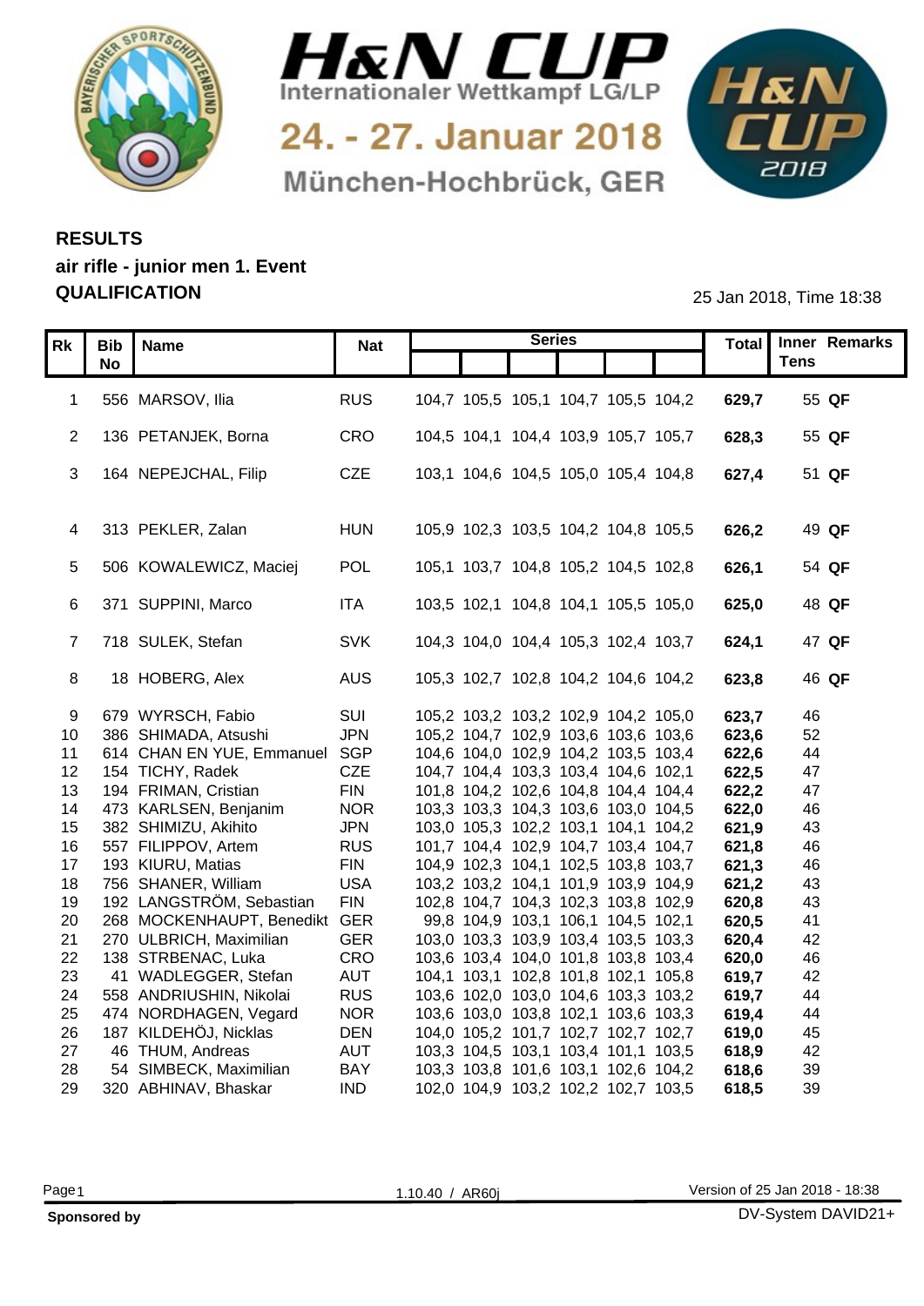# H&N CUP

Internationaler Wettkampf LG/LP

24. - 27. Januar 2018

München-Hochbrück, GER

## RESULTS
## air rifle - junior men 1. Event
## QUALIFICATION

25 Jan 2018, Time 18:38

| Rk | Bib No | Name | Nat | Series | | | | | | Total | Inner Tens | Remarks |
|---|---|---|---|---|---|---|---|---|---|---|---|---|
| 1 | 556 | MARSOV, Ilia | RUS | 104,7 | 105,5 | 105,1 | 104,7 | 105,5 | 104,2 | **629,7** | 55 | **QF** |
| 2 | 136 | PETANJEK, Borna | CRO | 104,5 | 104,1 | 104,4 | 103,9 | 105,7 | 105,7 | **628,3** | 55 | **QF** |
| 3 | 164 | NEPEJCHAL, Filip | CZE | 103,1 | 104,6 | 104,5 | 105,0 | 105,4 | 104,8 | **627,4** | 51 | **QF** |
| 4 | 313 | PEKLER, Zalan | HUN | 105,9 | 102,3 | 103,5 | 104,2 | 104,8 | 105,5 | **626,2** | 49 | **QF** |
| 5 | 506 | KOWALEWICZ, Maciej | POL | 105,1 | 103,7 | 104,8 | 105,2 | 104,5 | 102,8 | **626,1** | 54 | **QF** |
| 6 | 371 | SUPPINI, Marco | ITA | 103,5 | 102,1 | 104,8 | 104,1 | 105,5 | 105,0 | **625,0** | 48 | **QF** |
| 7 | 718 | SULEK, Stefan | SVK | 104,3 | 104,0 | 104,4 | 105,3 | 102,4 | 103,7 | **624,1** | 47 | **QF** |
| 8 | 18 | HOBERG, Alex | AUS | 105,3 | 102,7 | 102,8 | 104,2 | 104,6 | 104,2 | **623,8** | 46 | **QF** |
| 9 | 679 | WYRSCH, Fabio | SUI | 105,2 | 103,2 | 103,2 | 102,9 | 104,2 | 105,0 | **623,7** | 46 | |
| 10 | 386 | SHIMADA, Atsushi | JPN | 105,2 | 104,7 | 102,9 | 103,6 | 103,6 | 103,6 | **623,6** | 52 | |
| 11 | 614 | CHAN EN YUE, Emmanuel | SGP | 104,6 | 104,0 | 102,9 | 104,2 | 103,5 | 103,4 | **622,6** | 44 | |
| 12 | 154 | TICHY, Radek | CZE | 104,7 | 104,4 | 103,3 | 103,4 | 104,6 | 102,1 | **622,5** | 47 | |
| 13 | 194 | FRIMAN, Cristian | FIN | 101,8 | 104,2 | 102,6 | 104,8 | 104,4 | 104,4 | **622,2** | 47 | |
| 14 | 473 | KARLSEN, Benjanim | NOR | 103,3 | 103,3 | 104,3 | 103,6 | 103,0 | 104,5 | **622,0** | 46 | |
| 15 | 382 | SHIMIZU, Akihito | JPN | 103,0 | 105,3 | 102,2 | 103,1 | 104,1 | 104,2 | **621,9** | 43 | |
| 16 | 557 | FILIPPOV, Artem | RUS | 101,7 | 104,4 | 102,9 | 104,7 | 103,4 | 104,7 | **621,8** | 46 | |
| 17 | 193 | KIURU, Matias | FIN | 104,9 | 102,3 | 104,1 | 102,5 | 103,8 | 103,7 | **621,3** | 46 | |
| 18 | 756 | SHANER, William | USA | 103,2 | 103,2 | 104,1 | 101,9 | 103,9 | 104,9 | **621,2** | 43 | |
| 19 | 192 | LANGSTRÖM, Sebastian | FIN | 102,8 | 104,7 | 104,3 | 102,3 | 103,8 | 102,9 | **620,8** | 43 | |
| 20 | 268 | MOCKENHAUPT, Benedikt | GER | 99,8 | 104,9 | 103,1 | 106,1 | 104,5 | 102,1 | **620,5** | 41 | |
| 21 | 270 | ULBRICH, Maximilian | GER | 103,0 | 103,3 | 103,9 | 103,4 | 103,5 | 103,3 | **620,4** | 42 | |
| 22 | 138 | STRBENAC, Luka | CRO | 103,6 | 103,4 | 104,0 | 101,8 | 103,8 | 103,4 | **620,0** | 46 | |
| 23 | 41 | WADLEGGER, Stefan | AUT | 104,1 | 103,1 | 102,8 | 101,8 | 102,1 | 105,8 | **619,7** | 42 | |
| 24 | 558 | ANDRIUSHIN, Nikolai | RUS | 103,6 | 102,0 | 103,0 | 104,6 | 103,3 | 103,2 | **619,7** | 44 | |
| 25 | 474 | NORDHAGEN, Vegard | NOR | 103,6 | 103,0 | 103,8 | 102,1 | 103,6 | 103,3 | **619,4** | 44 | |
| 26 | 187 | KILDEHÖJ, Nicklas | DEN | 104,0 | 105,2 | 101,7 | 102,7 | 102,7 | 102,7 | **619,0** | 45 | |
| 27 | 46 | THUM, Andreas | AUT | 103,3 | 104,5 | 103,1 | 103,4 | 101,1 | 103,5 | **618,9** | 42 | |
| 28 | 54 | SIMBECK, Maximilian | BAY | 103,3 | 103,8 | 101,6 | 103,1 | 102,6 | 104,2 | **618,6** | 39 | |
| 29 | 320 | ABHINAV, Bhaskar | IND | 102,0 | 104,9 | 103,2 | 102,2 | 102,7 | 103,5 | **618,5** | 39 | |

1.10.40 / AR60j

Version of 25 Jan 2018 - 18:38

**Sponsored by**

DV-System DAVID21+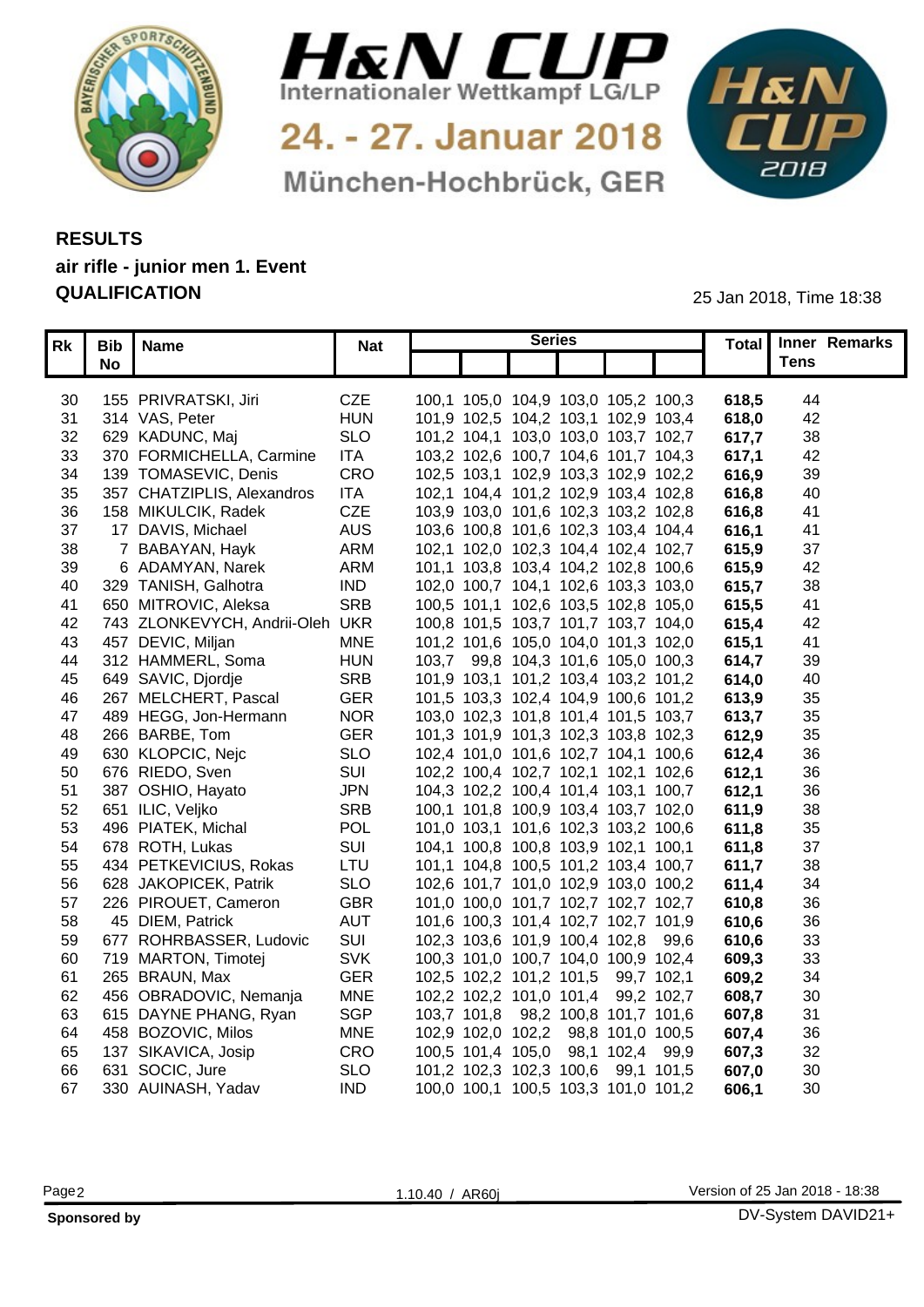# H&N CUP

Internationaler Wettkampf LG/LP

24. - 27. Januar 2018

München-Hochbrück, GER

## RESULTS

**air rifle - junior men 1. Event**

**QUALIFICATION**

25 Jan 2018, Time 18:38

| Rk | Bib No | Name | Nat | Series | | | | | | Total | Inner Tens | Remarks |
|---|---|---|---|---|---|---|---|---|---|---|---|---|
| 30 | 155 | PRIVRATSKI, Jiri | CZE | 100,1 | 105,0 | 104,9 | 103,0 | 105,2 | 100,3 | **618,5** | 44 | |
| 31 | 314 | VAS, Peter | HUN | 101,9 | 102,5 | 104,2 | 103,1 | 102,9 | 103,4 | **618,0** | 42 | |
| 32 | 629 | KADUNC, Maj | SLO | 101,2 | 104,1 | 103,0 | 103,0 | 103,7 | 102,7 | **617,7** | 38 | |
| 33 | 370 | FORMICHELLA, Carmine | ITA | 103,2 | 102,6 | 100,7 | 104,6 | 101,7 | 104,3 | **617,1** | 42 | |
| 34 | 139 | TOMASEVIC, Denis | CRO | 102,5 | 103,1 | 102,9 | 103,3 | 102,9 | 102,2 | **616,9** | 39 | |
| 35 | 357 | CHATZIPLIS, Alexandros | ITA | 102,1 | 104,4 | 101,2 | 102,9 | 103,4 | 102,8 | **616,8** | 40 | |
| 36 | 158 | MIKULCIK, Radek | CZE | 103,9 | 103,0 | 101,6 | 102,3 | 103,2 | 102,8 | **616,8** | 41 | |
| 37 | 17 | DAVIS, Michael | AUS | 103,6 | 100,8 | 101,6 | 102,3 | 103,4 | 104,4 | **616,1** | 41 | |
| 38 | 7 | BABAYAN, Hayk | ARM | 102,1 | 102,0 | 102,3 | 104,4 | 102,4 | 102,7 | **615,9** | 37 | |
| 39 | 6 | ADAMYAN, Narek | ARM | 101,1 | 103,8 | 103,4 | 104,2 | 102,8 | 100,6 | **615,9** | 42 | |
| 40 | 329 | TANISH, Galhotra | IND | 102,0 | 100,7 | 104,1 | 102,6 | 103,3 | 103,0 | **615,7** | 38 | |
| 41 | 650 | MITROVIC, Aleksa | SRB | 100,5 | 101,1 | 102,6 | 103,5 | 102,8 | 105,0 | **615,5** | 41 | |
| 42 | 743 | ZLONKEVYCH, Andrii-Oleh | UKR | 100,8 | 101,5 | 103,7 | 101,7 | 103,7 | 104,0 | **615,4** | 42 | |
| 43 | 457 | DEVIC, Miljan | MNE | 101,2 | 101,6 | 105,0 | 104,0 | 101,3 | 102,0 | **615,1** | 41 | |
| 44 | 312 | HAMMERL, Soma | HUN | 103,7 | 99,8 | 104,3 | 101,6 | 105,0 | 100,3 | **614,7** | 39 | |
| 45 | 649 | SAVIC, Djordje | SRB | 101,9 | 103,1 | 101,2 | 103,4 | 103,2 | 101,2 | **614,0** | 40 | |
| 46 | 267 | MELCHERT, Pascal | GER | 101,5 | 103,3 | 102,4 | 104,9 | 100,6 | 101,2 | **613,9** | 35 | |
| 47 | 489 | HEGG, Jon-Hermann | NOR | 103,0 | 102,3 | 101,8 | 101,4 | 101,5 | 103,7 | **613,7** | 35 | |
| 48 | 266 | BARBE, Tom | GER | 101,3 | 101,9 | 101,3 | 102,3 | 103,8 | 102,3 | **612,9** | 35 | |
| 49 | 630 | KLOPCIC, Nejc | SLO | 102,4 | 101,0 | 101,6 | 102,7 | 104,1 | 100,6 | **612,4** | 36 | |
| 50 | 676 | RIEDO, Sven | SUI | 102,2 | 100,4 | 102,7 | 102,1 | 102,1 | 102,6 | **612,1** | 36 | |
| 51 | 387 | OSHIO, Hayato | JPN | 104,3 | 102,2 | 100,4 | 101,4 | 103,1 | 100,7 | **612,1** | 36 | |
| 52 | 651 | ILIC, Veljko | SRB | 100,1 | 101,8 | 100,9 | 103,4 | 103,7 | 102,0 | **611,9** | 38 | |
| 53 | 496 | PIATEK, Michal | POL | 101,0 | 103,1 | 101,6 | 102,3 | 103,2 | 100,6 | **611,8** | 35 | |
| 54 | 678 | ROTH, Lukas | SUI | 104,1 | 100,8 | 100,8 | 103,9 | 102,1 | 100,1 | **611,8** | 37 | |
| 55 | 434 | PETKEVICIUS, Rokas | LTU | 101,1 | 104,8 | 100,5 | 101,2 | 103,4 | 100,7 | **611,7** | 38 | |
| 56 | 628 | JAKOPICEK, Patrik | SLO | 102,6 | 101,7 | 101,0 | 102,9 | 103,0 | 100,2 | **611,4** | 34 | |
| 57 | 226 | PIROUET, Cameron | GBR | 101,0 | 100,0 | 101,7 | 102,7 | 102,7 | 102,7 | **610,8** | 36 | |
| 58 | 45 | DIEM, Patrick | AUT | 101,6 | 100,3 | 101,4 | 102,7 | 102,7 | 101,9 | **610,6** | 36 | |
| 59 | 677 | ROHRBASSER, Ludovic | SUI | 102,3 | 103,6 | 101,9 | 100,4 | 102,8 | 99,6 | **610,6** | 33 | |
| 60 | 719 | MARTON, Timotej | SVK | 100,3 | 101,0 | 100,7 | 104,0 | 100,9 | 102,4 | **609,3** | 33 | |
| 61 | 265 | BRAUN, Max | GER | 102,5 | 102,2 | 101,2 | 101,5 | 99,7 | 102,1 | **609,2** | 34 | |
| 62 | 456 | OBRADOVIC, Nemanja | MNE | 102,2 | 102,2 | 101,0 | 101,4 | 99,2 | 102,7 | **608,7** | 30 | |
| 63 | 615 | DAYNE PHANG, Ryan | SGP | 103,7 | 101,8 | 98,2 | 100,8 | 101,7 | 101,6 | **607,8** | 31 | |
| 64 | 458 | BOZOVIC, Milos | MNE | 102,9 | 102,0 | 102,2 | 98,8 | 101,0 | 100,5 | **607,4** | 36 | |
| 65 | 137 | SIKAVICA, Josip | CRO | 100,5 | 101,4 | 105,0 | 98,1 | 102,4 | 99,9 | **607,3** | 32 | |
| 66 | 631 | SOCIC, Jure | SLO | 101,2 | 102,3 | 102,3 | 100,6 | 99,1 | 101,5 | **607,0** | 30 | |
| 67 | 330 | AUINASH, Yadav | IND | 100,0 | 100,1 | 100,5 | 103,3 | 101,0 | 101,2 | **606,1** | 30 | |

1.10.40 / AR60j

Version of 25 Jan 2018 - 18:38

**Sponsored by**

DV-System DAVID21+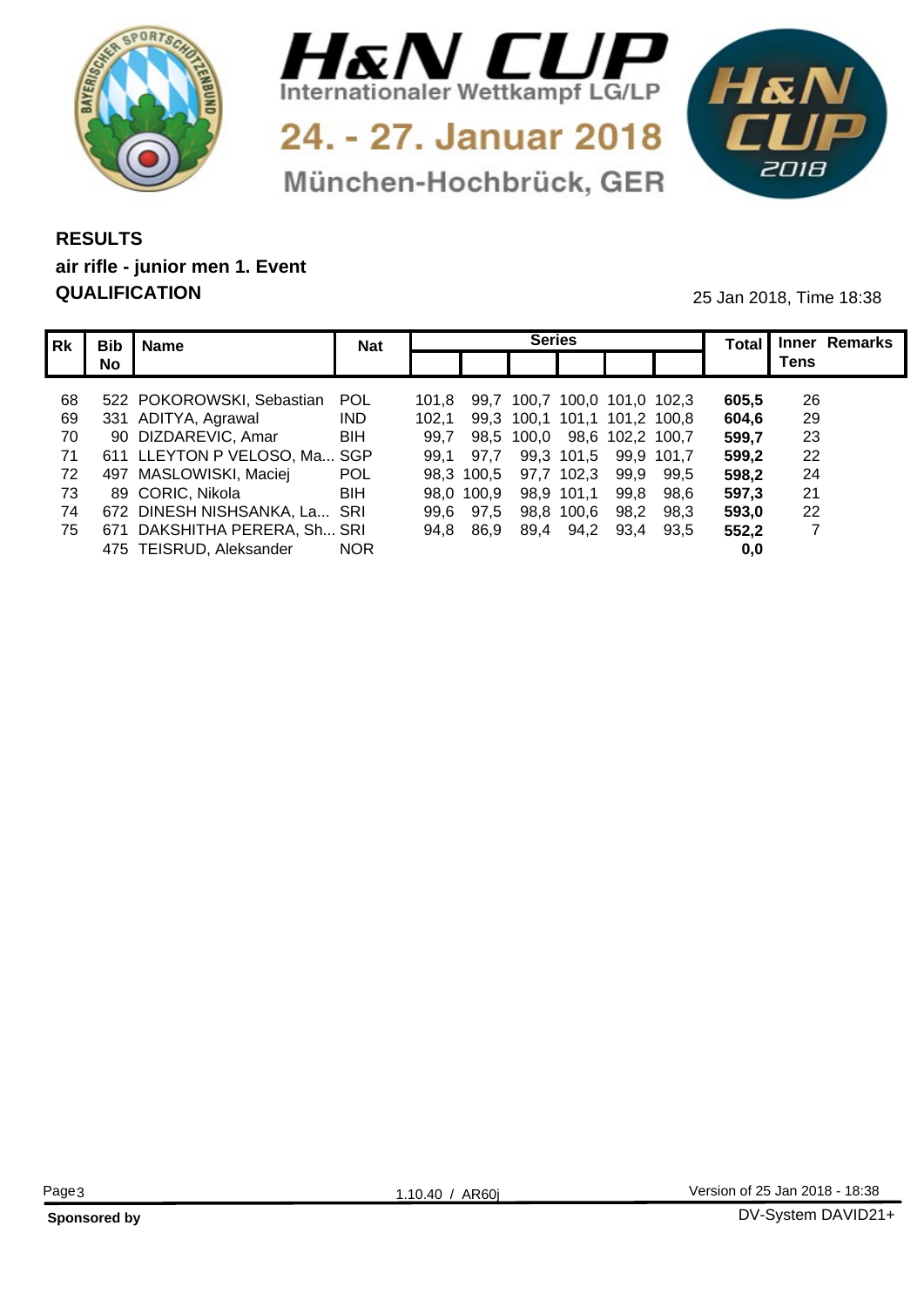# H&N CUP

Internationaler Wettkampf LG/LP

24. - 27. Januar 2018

München-Hochbrück, GER

**RESULTS**

**air rifle - junior men 1. Event**

**QUALIFICATION**

25 Jan 2018, Time 18:38

| Rk | Bib No | Name | Nat | Series | | | | | | Total | Inner Tens | Remarks |
|---|---|---|---|---|---|---|---|---|---|---|---|---|
| 68 | 522 | POKOROWSKI, Sebastian | POL | 101,8 | 99,7 | 100,7 | 100,0 | 101,0 | 102,3 | **605,5** | 26 | |
| 69 | 331 | ADITYA, Agrawal | IND | 102,1 | 99,3 | 100,1 | 101,1 | 101,2 | 100,8 | **604,6** | 29 | |
| 70 | 90 | DIZDAREVIC, Amar | BIH | 99,7 | 98,5 | 100,0 | 98,6 | 102,2 | 100,7 | **599,7** | 23 | |
| 71 | 611 | LLEYTON P VELOSO, Ma... | SGP | 99,1 | 97,7 | 99,3 | 101,5 | 99,9 | 101,7 | **599,2** | 22 | |
| 72 | 497 | MASLOWISKI, Maciej | POL | 98,3 | 100,5 | 97,7 | 102,3 | 99,9 | 99,5 | **598,2** | 24 | |
| 73 | 89 | CORIC, Nikola | BIH | 98,0 | 100,9 | 98,9 | 101,1 | 99,8 | 98,6 | **597,3** | 21 | |
| 74 | 672 | DINESH NISHSANKA, La... | SRI | 99,6 | 97,5 | 98,8 | 100,6 | 98,2 | 98,3 | **593,0** | 22 | |
| 75 | 671 | DAKSHITHA PERERA, Sh... | SRI | 94,8 | 86,9 | 89,4 | 94,2 | 93,4 | 93,5 | **552,2** | 7 | |
| | 475 | TEISRUD, Aleksander | NOR | | | | | | | **0,0** | | |

1.10.40 / AR60j

Version of 25 Jan 2018 - 18:38

**Sponsored by**

DV-System DAVID21+